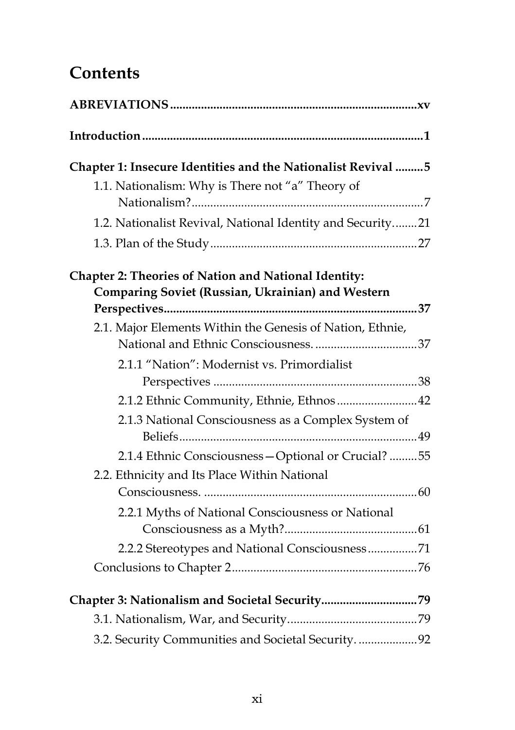# Contents

**ABREVIATIONS** ................................................................................ **xv**

**Introduction** ........................................................................................ **1**

**Chapter 1: Insecure Identities and the Nationalist Revival** ......... **5**

- 1.1. Nationalism: Why is There not "a" Theory of Nationalism? ........................................................................ 7
- 1.2. Nationalist Revival, National Identity and Security ........ 21
- 1.3. Plan of the Study .................................................................. 27

**Chapter 2: Theories of Nation and National Identity: Comparing Soviet (Russian, Ukrainian) and Western Perspectives** ................................................................................ **37**

- 2.1. Major Elements Within the Genesis of Nation, Ethnie, National and Ethnic Consciousness. ................................ 37
  - 2.1.1 "Nation": Modernist vs. Primordialist Perspectives ................................................................ 38
  - 2.1.2 Ethnic Community, Ethnie, Ethnos .......................... 42
  - 2.1.3 National Consciousness as a Complex System of Beliefs ............................................................................ 49
  - 2.1.4 Ethnic Consciousness—Optional or Crucial? ......... 55
- 2.2. Ethnicity and Its Place Within National Consciousness. .................................................................... 60
  - 2.2.1 Myths of National Consciousness or National Consciousness as a Myth? .......................................... 61
  - 2.2.2 Stereotypes and National Consciousness ................ 71
- Conclusions to Chapter 2 ........................................................... 76

**Chapter 3: Nationalism and Societal Security** .............................. **79**

- 3.1. Nationalism, War, and Security .......................................... 79
- 3.2. Security Communities and Societal Security. ................... 92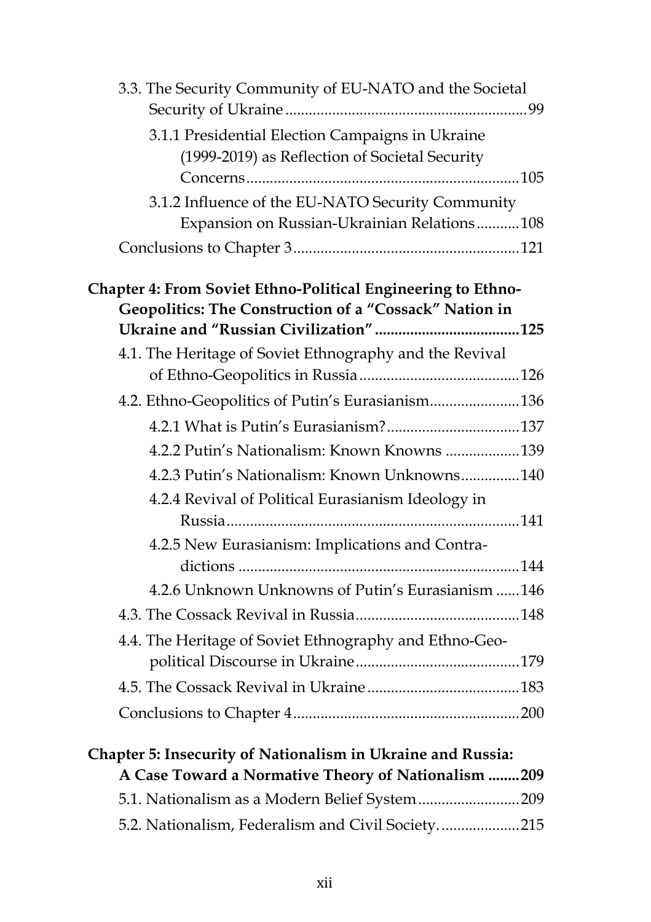3.3. The Security Community of EU-NATO and the Societal Security of Ukraine ........................................................... 99

3.1.1 Presidential Election Campaigns in Ukraine (1999-2019) as Reflection of Societal Security Concerns ..................................................................... 105

3.1.2 Influence of the EU-NATO Security Community Expansion on Russian-Ukrainian Relations ........... 108

Conclusions to Chapter 3 ......................................................... 121

**Chapter 4: From Soviet Ethno-Political Engineering to Ethno-Geopolitics: The Construction of a “Cossack” Nation in Ukraine and “Russian Civilization” ..................................... 125**

4.1. The Heritage of Soviet Ethnography and the Revival of Ethno-Geopolitics in Russia ......................................... 126

4.2. Ethno-Geopolitics of Putin’s Eurasianism ....................... 136

4.2.1 What is Putin’s Eurasianism? .................................. 137

4.2.2 Putin’s Nationalism: Known Knowns ................... 139

4.2.3 Putin’s Nationalism: Known Unknowns ............... 140

4.2.4 Revival of Political Eurasianism Ideology in Russia .......................................................................... 141

4.2.5 New Eurasianism: Implications and Contra-dictions ....................................................................... 144

4.2.6 Unknown Unknowns of Putin’s Eurasianism ...... 146

4.3. The Cossack Revival in Russia .......................................... 148

4.4. The Heritage of Soviet Ethnography and Ethno-Geo-political Discourse in Ukraine .......................................... 179

4.5. The Cossack Revival in Ukraine ....................................... 183

Conclusions to Chapter 4 ......................................................... 200

**Chapter 5: Insecurity of Nationalism in Ukraine and Russia: A Case Toward a Normative Theory of Nationalism ........ 209**

5.1. Nationalism as a Modern Belief System .......................... 209

5.2. Nationalism, Federalism and Civil Society. .................... 215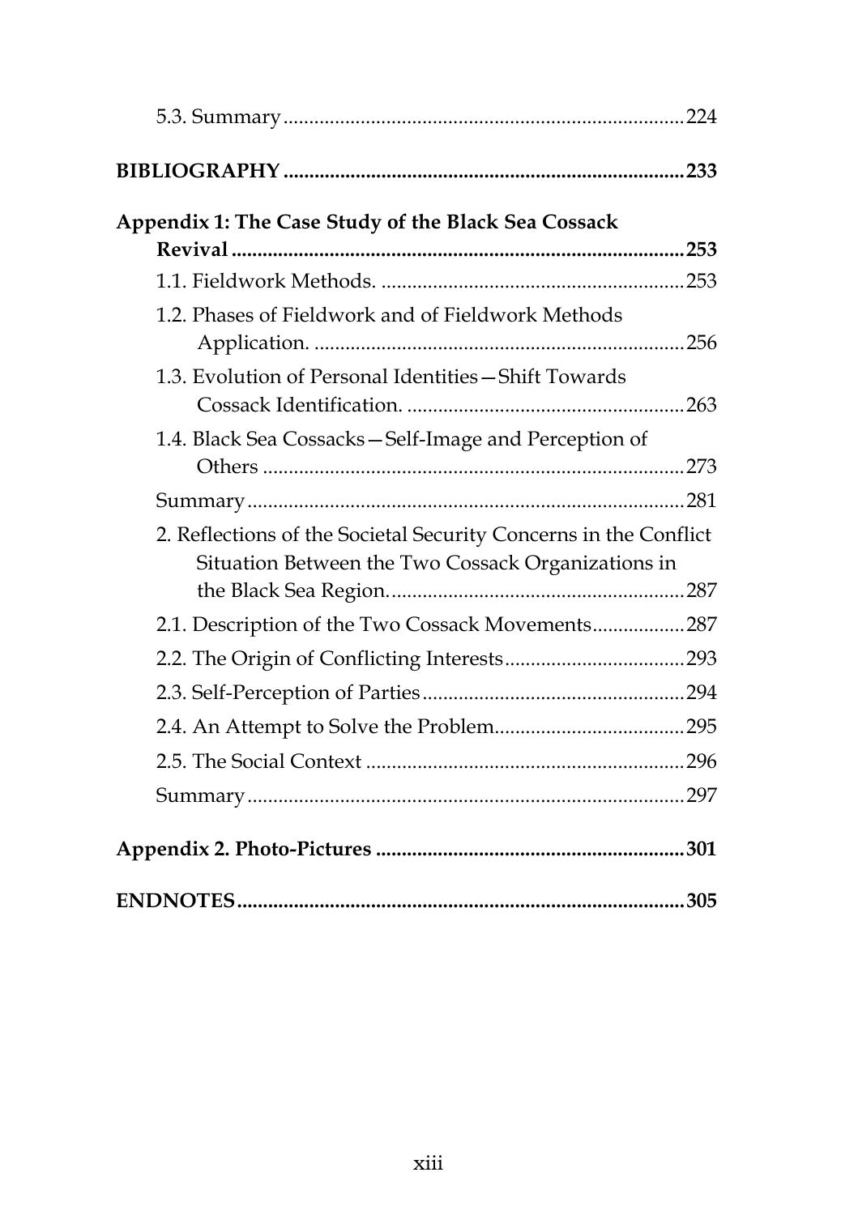5.3. Summary ........................................................................ 224

**BIBLIOGRAPHY** ........................................................................ **233**

**Appendix 1: The Case Study of the Black Sea Cossack Revival** ........................................................................ **253**

1.1. Fieldwork Methods. ........................................................................ 253

1.2. Phases of Fieldwork and of Fieldwork Methods Application. ........................................................................ 256

1.3. Evolution of Personal Identities—Shift Towards Cossack Identification. ........................................................................ 263

1.4. Black Sea Cossacks—Self-Image and Perception of Others ........................................................................ 273

Summary ........................................................................ 281

2. Reflections of the Societal Security Concerns in the Conflict Situation Between the Two Cossack Organizations in the Black Sea Region. ........................................................................ 287

2.1. Description of the Two Cossack Movements ........................................................................ 287

2.2. The Origin of Conflicting Interests ........................................................................ 293

2.3. Self-Perception of Parties ........................................................................ 294

2.4. An Attempt to Solve the Problem ........................................................................ 295

2.5. The Social Context ........................................................................ 296

Summary ........................................................................ 297

**Appendix 2. Photo-Pictures** ........................................................................ **301**

**ENDNOTES** ........................................................................ **305**